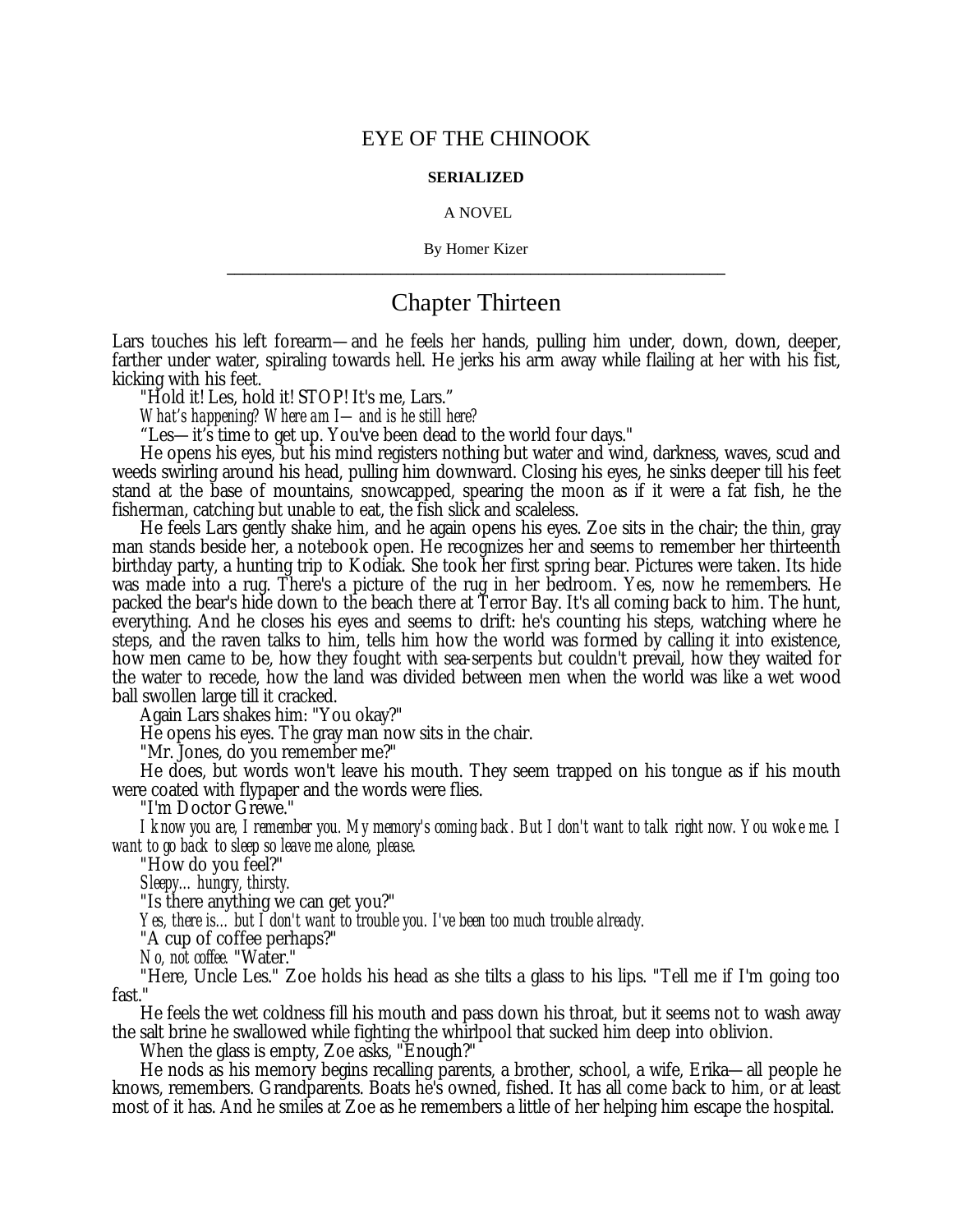# EYE OF THE CHINOOK

**SERIALIZED**

A NOVEL

By Homer Kizer

---

## Chapter Thirteen

Lars touches his left forearm—and he feels her hands, pulling him under, down, down, deeper, farther under water, spiraling towards hell. He jerks his arm away while flailing at her with his fist, kicking with his feet.

"Hold it! Les, hold it! STOP! It's me, Lars."

*What's happening? Where am I—and is he still here?*

"Les—it's time to get up. You've been dead to the world four days."

He opens his eyes, but his mind registers nothing but water and wind, darkness, waves, scud and weeds swirling around his head, pulling him downward. Closing his eyes, he sinks deeper till his feet stand at the base of mountains, snowcapped, spearing the moon as if it were a fat fish, he the fisherman, catching but unable to eat, the fish slick and scaleless.

He feels Lars gently shake him, and he again opens his eyes. Zoe sits in the chair; the thin, gray man stands beside her, a notebook open. He recognizes her and seems to remember her thirteenth birthday party, a hunting trip to Kodiak. She took her first spring bear. Pictures were taken. Its hide was made into a rug. There's a picture of the rug in her bedroom. Yes, now he remembers. He packed the bear's hide down to the beach there at Terror Bay. It's all coming back to him. The hunt, everything. And he closes his eyes and seems to drift: he's counting his steps, watching where he steps, and the raven talks to him, tells him how the world was formed by calling it into existence, how men came to be, how they fought with sea-serpents but couldn't prevail, how they waited for the water to recede, how the land was divided between men when the world was like a wet wood ball swollen large till it cracked.

Again Lars shakes him: "You okay?"

He opens his eyes. The gray man now sits in the chair.

"Mr. Jones, do you remember me?"

He does, but words won't leave his mouth. They seem trapped on his tongue as if his mouth were coated with flypaper and the words were flies.

"I'm Doctor Grewe."

*I know you are, I remember you. My memory's coming back. But I don't want to talk right now. You woke me. I want to go back to sleep so leave me alone, please.*

"How do you feel?"

*Sleepy… hungry, thirsty.*

"Is there anything we can get you?"

*Yes, there is… but I don't want to trouble you. I've been too much trouble already.*

"A cup of coffee perhaps?"

*No, not coffee.* "Water."

"Here, Uncle Les." Zoe holds his head as she tilts a glass to his lips. "Tell me if I'm going too fast."

He feels the wet coldness fill his mouth and pass down his throat, but it seems not to wash away the salt brine he swallowed while fighting the whirlpool that sucked him deep into oblivion.

When the glass is empty, Zoe asks, "Enough?"

He nods as his memory begins recalling parents, a brother, school, a wife, Erika—all people he knows, remembers. Grandparents. Boats he's owned, fished. It has all come back to him, or at least most of it has. And he smiles at Zoe as he remembers a little of her helping him escape the hospital.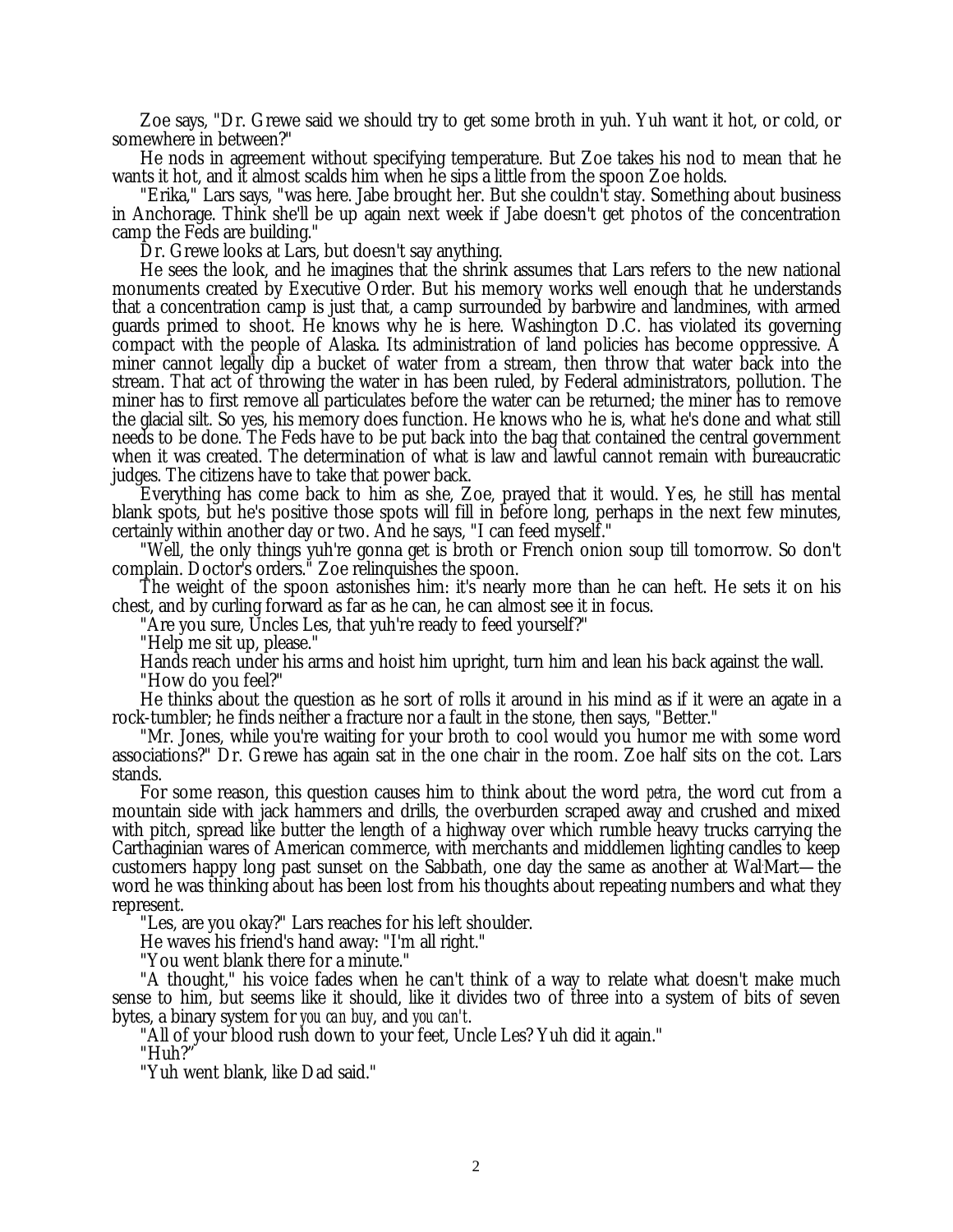Zoe says, "Dr. Grewe said we should try to get some broth in yuh. Yuh want it hot, or cold, or somewhere in between?"

He nods in agreement without specifying temperature. But Zoe takes his nod to mean that he wants it hot, and it almost scalds him when he sips a little from the spoon Zoe holds.

"Erika," Lars says, "was here. Jabe brought her. But she couldn't stay. Something about business in Anchorage. Think she'll be up again next week if Jabe doesn't get photos of the concentration camp the Feds are building."

Dr. Grewe looks at Lars, but doesn't say anything.

He sees the look, and he imagines that the shrink assumes that Lars refers to the new national monuments created by Executive Order. But his memory works well enough that he understands that a concentration camp is just that, a camp surrounded by barbwire and landmines, with armed guards primed to shoot. He knows why he is here. Washington D.C. has violated its governing compact with the people of Alaska. Its administration of land policies has become oppressive. A miner cannot legally dip a bucket of water from a stream, then throw that water back into the stream. That act of throwing the water in has been ruled, by Federal administrators, pollution. The miner has to first remove all particulates before the water can be returned; the miner has to remove the glacial silt. So yes, his memory does function. He knows who he is, what he's done and what still needs to be done. The Feds have to be put back into the bag that contained the central government when it was created. The determination of what is law and lawful cannot remain with bureaucratic judges. The citizens have to take that power back.

Everything has come back to him as she, Zoe, prayed that it would. Yes, he still has mental blank spots, but he's positive those spots will fill in before long, perhaps in the next few minutes, certainly within another day or two. And he says, "I can feed myself."

"Well, the only things yuh're gonna get is broth or French onion soup till tomorrow. So don't complain. Doctor's orders." Zoe relinquishes the spoon.

The weight of the spoon astonishes him: it's nearly more than he can heft. He sets it on his chest, and by curling forward as far as he can, he can almost see it in focus.

"Are you sure, Uncles Les, that yuh're ready to feed yourself?"

"Help me sit up, please."

Hands reach under his arms and hoist him upright, turn him and lean his back against the wall.

"How do you feel?"

He thinks about the question as he sort of rolls it around in his mind as if it were an agate in a rock-tumbler; he finds neither a fracture nor a fault in the stone, then says, "Better."

"Mr. Jones, while you're waiting for your broth to cool would you humor me with some word associations?" Dr. Grewe has again sat in the one chair in the room. Zoe half sits on the cot. Lars stands.

For some reason, this question causes him to think about the word *petra*, the word cut from a mountain side with jack hammers and drills, the overburden scraped away and crushed and mixed with pitch, spread like butter the length of a highway over which rumble heavy trucks carrying the Carthaginian wares of American commerce, with merchants and middlemen lighting candles to keep customers happy long past sunset on the Sabbath, one day the same as another at Wal-Mart—the word he was thinking about has been lost from his thoughts about repeating numbers and what they represent.

"Les, are you okay?" Lars reaches for his left shoulder.

He waves his friend's hand away: "I'm all right."

"You went blank there for a minute."

"A thought," his voice fades when he can't think of a way to relate what doesn't make much sense to him, but seems like it should, like it divides two of three into a system of bits of seven bytes, a binary system for *you can buy*, and *you can't*.

"All of your blood rush down to your feet, Uncle Les? Yuh did it again."

"Huh?"

"Yuh went blank, like Dad said."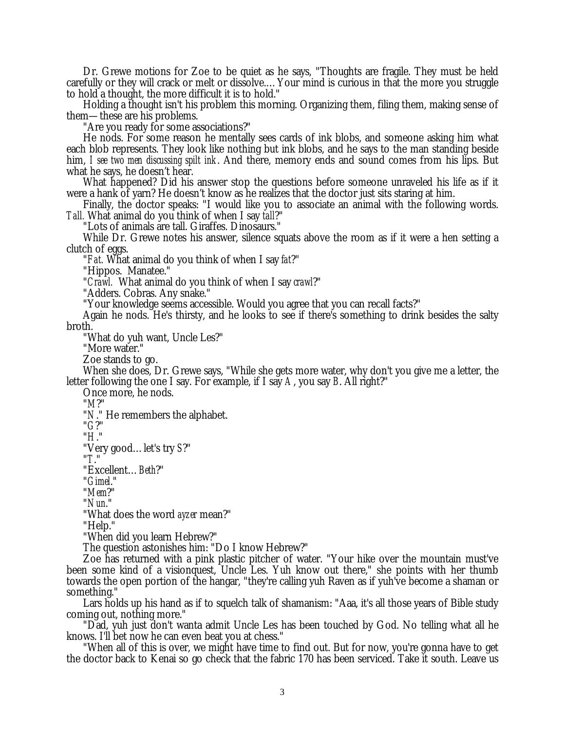Dr. Grewe motions for Zoe to be quiet as he says, "Thoughts are fragile. They must be held carefully or they will crack or melt or dissolve.... Your mind is curious in that the more you struggle to hold a thought, the more difficult it is to hold."

Holding a thought isn't his problem this morning. Organizing them, filing them, making sense of them—these are his problems.

"Are you ready for some associations?"

He nods. For some reason he mentally sees cards of ink blobs, and someone asking him what each blob represents. They look like nothing but ink blobs, and he says to the man standing beside him, *I see two men discussing spilt ink*. And there, memory ends and sound comes from his lips. But what he says, he doesn't hear.

What happened? Did his answer stop the questions before someone unraveled his life as if it were a hank of yarn? He doesn't know as he realizes that the doctor just sits staring at him.

Finally, the doctor speaks: "I would like you to associate an animal with the following words. *Tall*. What animal do you think of when I say *tall*?"

"Lots of animals are tall. Giraffes. Dinosaurs."

While Dr. Grewe notes his answer, silence squats above the room as if it were a hen setting a clutch of eggs.

"*Fat.* What animal do you think of when I say *fat*?"

"Hippos. Manatee."

"*Crawl.* What animal do you think of when I say *crawl*?"

"Adders. Cobras. Any snake."

"Your knowledge seems accessible. Would you agree that you can recall facts?"

Again he nods. He's thirsty, and he looks to see if there's something to drink besides the salty broth.

"What do yuh want, Uncle Les?"

"More water."

Zoe stands to go.

When she does, Dr. Grewe says, "While she gets more water, why don't you give me a letter, the letter following the one I say. For example, if I say *A*, you say *B*. All right?"

Once more, he nods.

"*M*?"

"*N*." He remembers the alphabet.

"*G*?"

"*H*."

"Very good… let's try *S*?"

"*T*."

"Excellent… *Beth*?"

"*Gimel*."

"*Mem*?"

"*Nun*."

"What does the word *ayzer* mean?"

"Help."

"When did you learn Hebrew?"

The question astonishes him: "Do I know Hebrew?"

Zoe has returned with a pink plastic pitcher of water. "Your hike over the mountain must've been some kind of a visionquest, Uncle Les. Yuh know out there," she points with her thumb towards the open portion of the hangar, "they're calling yuh Raven as if yuh've become a shaman or something."

Lars holds up his hand as if to squelch talk of shamanism: "Aaa, it's all those years of Bible study coming out, nothing more."

"Dad, yuh just don't wanta admit Uncle Les has been touched by God. No telling what all he knows. I'll bet now he can even beat you at chess."

"When all of this is over, we might have time to find out. But for now, you're gonna have to get the doctor back to Kenai so go check that the fabric 170 has been serviced. Take it south. Leave us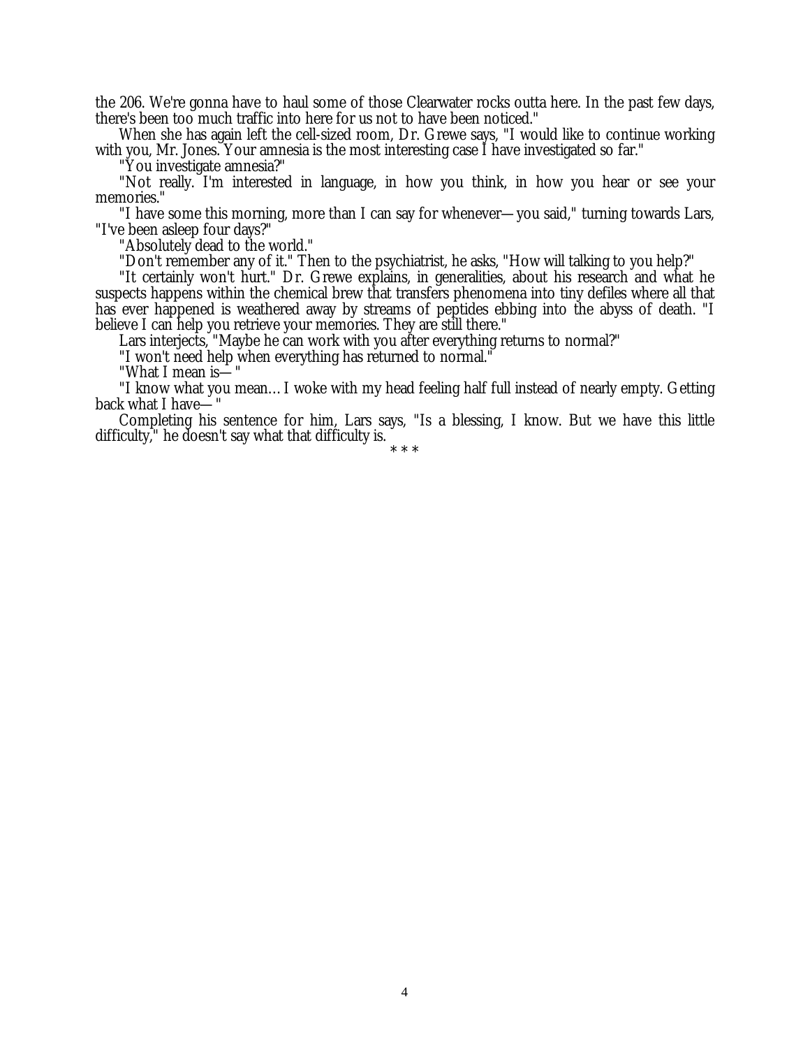the 206. We're gonna have to haul some of those Clearwater rocks outta here. In the past few days, there's been too much traffic into here for us not to have been noticed."

When she has again left the cell-sized room, Dr. Grewe says, "I would like to continue working with you, Mr. Jones. Your amnesia is the most interesting case I have investigated so far."

"You investigate amnesia?"

"Not really. I'm interested in language, in how you think, in how you hear or see your memories."

"I have some this morning, more than I can say for whenever—you said," turning towards Lars, "I've been asleep four days?"

"Absolutely dead to the world."

"Don't remember any of it." Then to the psychiatrist, he asks, "How will talking to you help?"

"It certainly won't hurt." Dr. Grewe explains, in generalities, about his research and what he suspects happens within the chemical brew that transfers phenomena into tiny defiles where all that has ever happened is weathered away by streams of peptides ebbing into the abyss of death. "I believe I can help you retrieve your memories. They are still there."

Lars interjects, "Maybe he can work with you after everything returns to normal?"

"I won't need help when everything has returned to normal."

"What I mean is— "

"I know what you mean… I woke with my head feeling half full instead of nearly empty. Getting back what I have— "

Completing his sentence for him, Lars says, "Is a blessing, I know. But we have this little difficulty," he doesn't say what that difficulty is.

\* \* \*